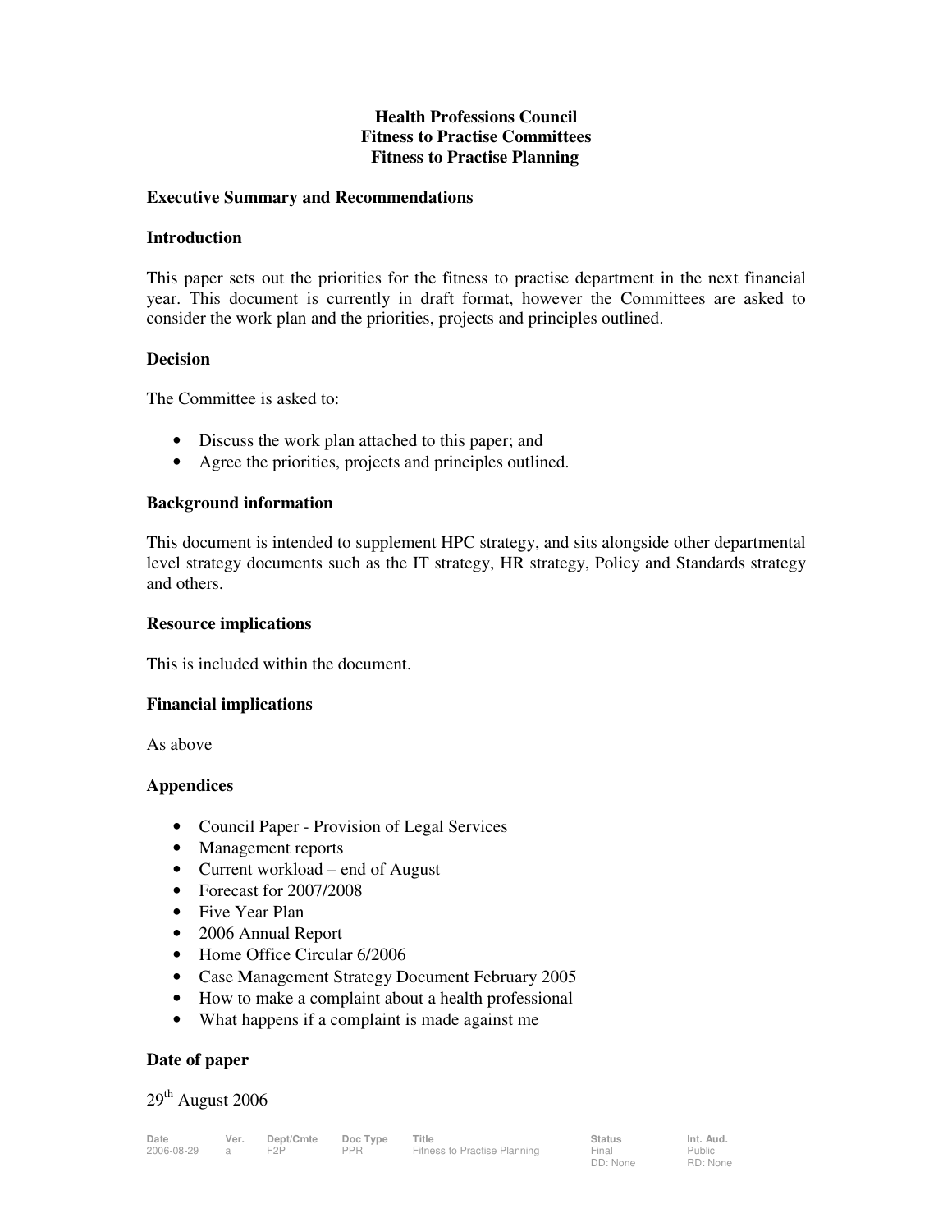# Health Professions Council
# Fitness to Practise Committees
# Fitness to Practise Planning

## Executive Summary and Recommendations

### Introduction

This paper sets out the priorities for the fitness to practise department in the next financial year. This document is currently in draft format, however the Committees are asked to consider the work plan and the priorities, projects and principles outlined.

### Decision

The Committee is asked to:

- Discuss the work plan attached to this paper; and
- Agree the priorities, projects and principles outlined.

### Background information

This document is intended to supplement HPC strategy, and sits alongside other departmental level strategy documents such as the IT strategy, HR strategy, Policy and Standards strategy and others.

### Resource implications

This is included within the document.

### Financial implications

As above

### Appendices

- Council Paper - Provision of Legal Services
- Management reports
- Current workload – end of August
- Forecast for 2007/2008
- Five Year Plan
- 2006 Annual Report
- Home Office Circular 6/2006
- Case Management Strategy Document February 2005
- How to make a complaint about a health professional
- What happens if a complaint is made against me

### Date of paper

29th August 2006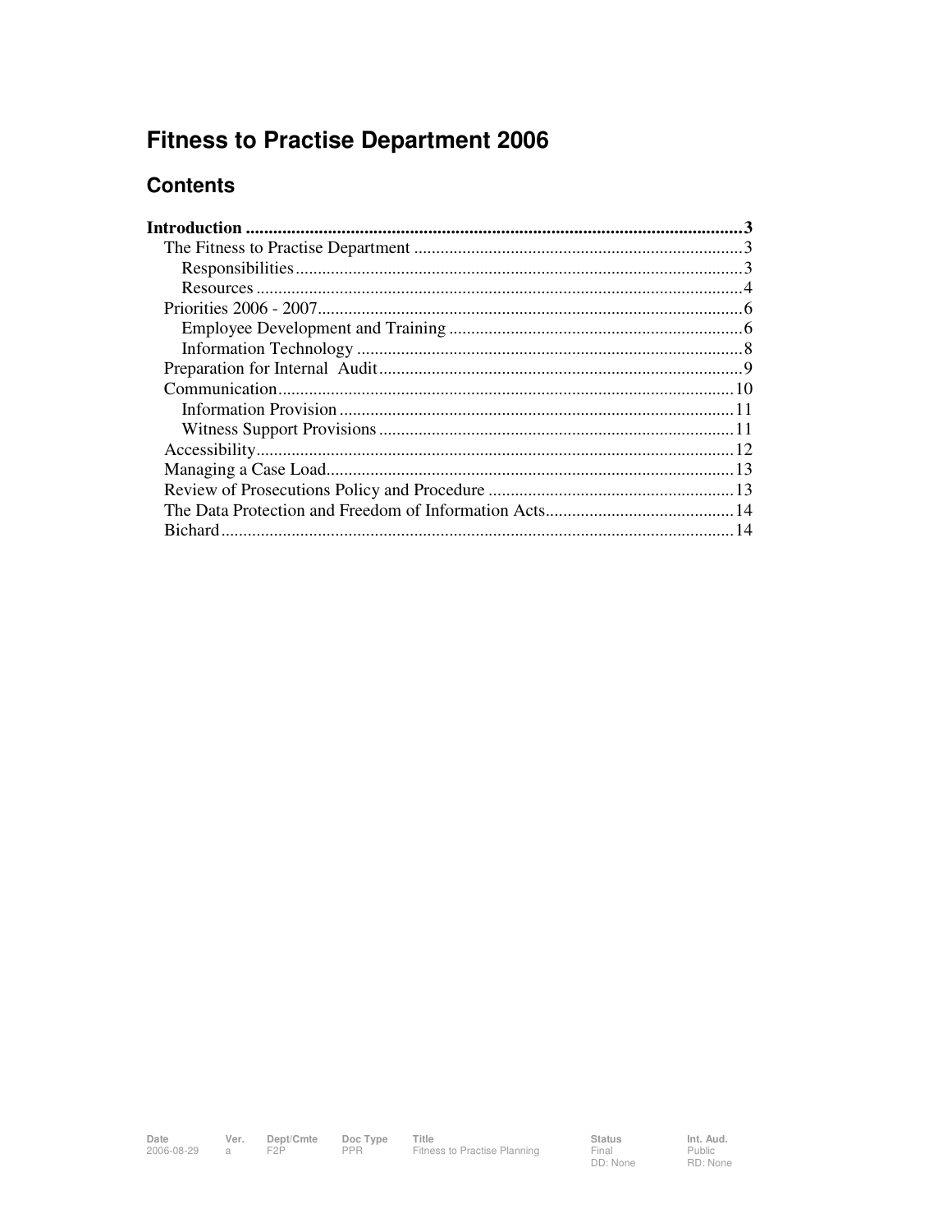# Fitness to Practise Department 2006

## Contents

**Introduction** .......... **3**
- The Fitness to Practise Department .......... 3
  - Responsibilities .......... 3
  - Resources .......... 4
- Priorities 2006 - 2007 .......... 6
  - Employee Development and Training .......... 6
  - Information Technology .......... 8
- Preparation for Internal Audit .......... 9
- Communication .......... 10
  - Information Provision .......... 11
  - Witness Support Provisions .......... 11
- Accessibility .......... 12
- Managing a Case Load .......... 13
- Review of Prosecutions Policy and Procedure .......... 13
- The Data Protection and Freedom of Information Acts .......... 14
- Bichard .......... 14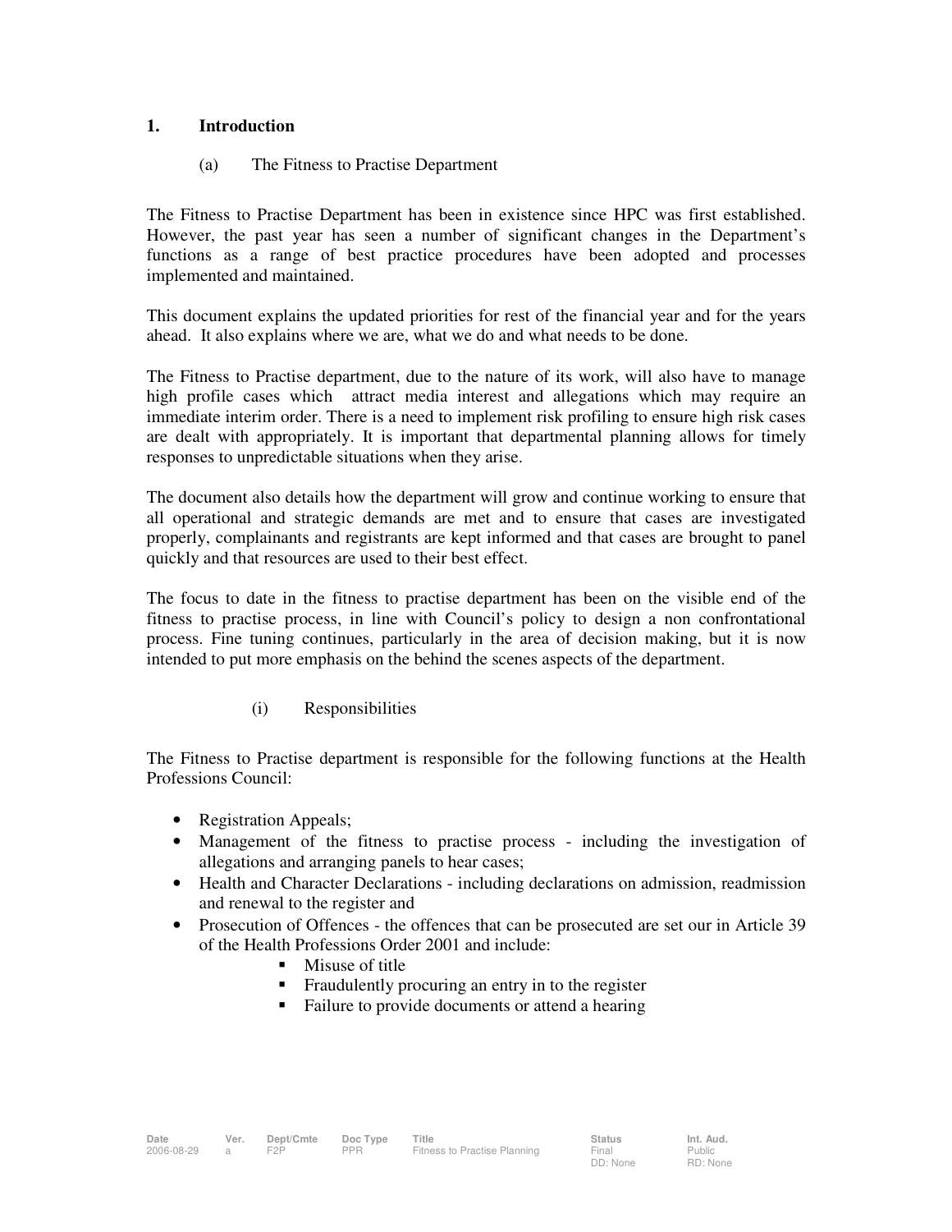## 1. Introduction

### (a) The Fitness to Practise Department

The Fitness to Practise Department has been in existence since HPC was first established. However, the past year has seen a number of significant changes in the Department's functions as a range of best practice procedures have been adopted and processes implemented and maintained.

This document explains the updated priorities for rest of the financial year and for the years ahead. It also explains where we are, what we do and what needs to be done.

The Fitness to Practise department, due to the nature of its work, will also have to manage high profile cases which attract media interest and allegations which may require an immediate interim order. There is a need to implement risk profiling to ensure high risk cases are dealt with appropriately. It is important that departmental planning allows for timely responses to unpredictable situations when they arise.

The document also details how the department will grow and continue working to ensure that all operational and strategic demands are met and to ensure that cases are investigated properly, complainants and registrants are kept informed and that cases are brought to panel quickly and that resources are used to their best effect.

The focus to date in the fitness to practise department has been on the visible end of the fitness to practise process, in line with Council's policy to design a non confrontational process. Fine tuning continues, particularly in the area of decision making, but it is now intended to put more emphasis on the behind the scenes aspects of the department.

#### (i) Responsibilities

The Fitness to Practise department is responsible for the following functions at the Health Professions Council:

- Registration Appeals;
- Management of the fitness to practise process - including the investigation of allegations and arranging panels to hear cases;
- Health and Character Declarations - including declarations on admission, readmission and renewal to the register and
- Prosecution of Offences - the offences that can be prosecuted are set our in Article 39 of the Health Professions Order 2001 and include:
    - Misuse of title
    - Fraudulently procuring an entry in to the register
    - Failure to provide documents or attend a hearing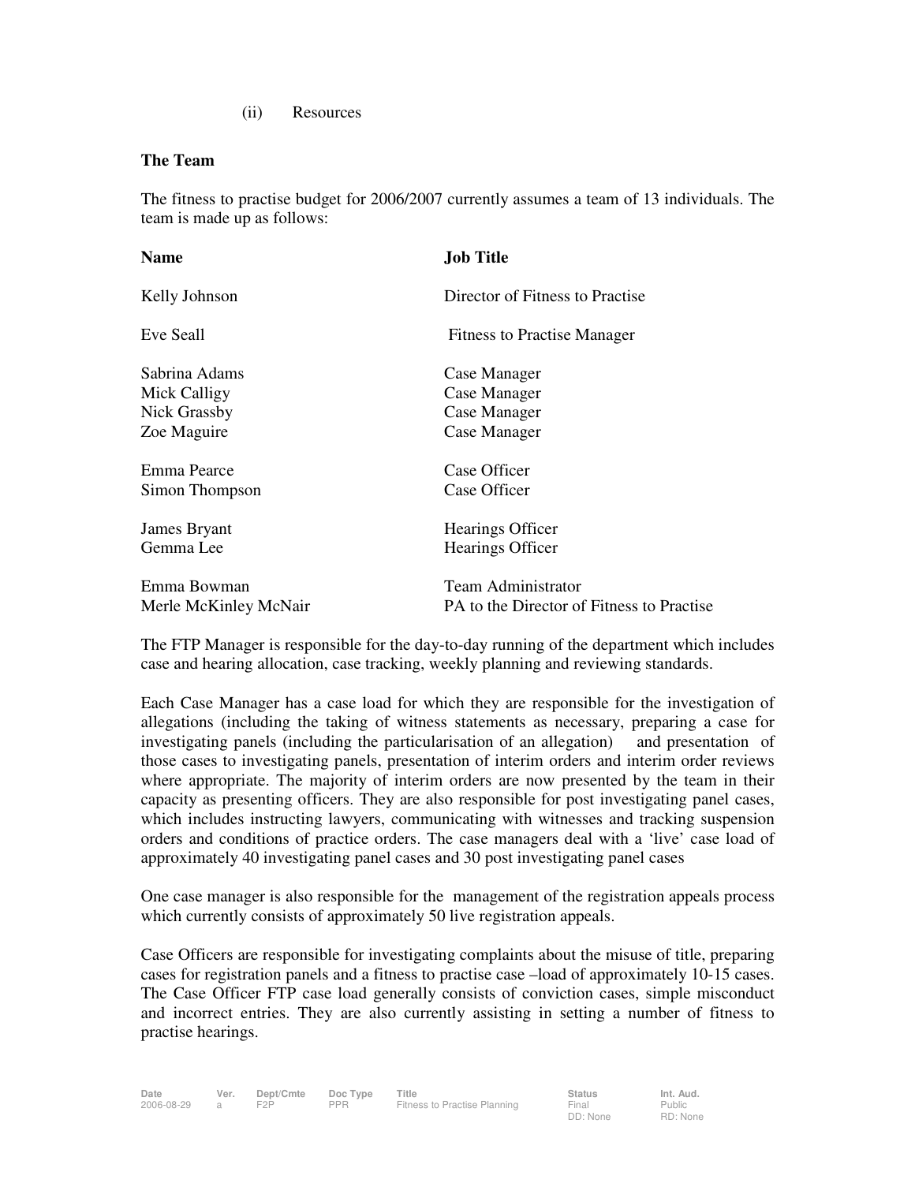(ii) Resources

**The Team**

The fitness to practise budget for 2006/2007 currently assumes a team of 13 individuals. The team is made up as follows:

| Name | Job Title |
|---|---|
| Kelly Johnson | Director of Fitness to Practise |
| Eve Seall | Fitness to Practise Manager |
| Sabrina Adams | Case Manager |
| Mick Calligy | Case Manager |
| Nick Grassby | Case Manager |
| Zoe Maguire | Case Manager |
| Emma Pearce | Case Officer |
| Simon Thompson | Case Officer |
| James Bryant | Hearings Officer |
| Gemma Lee | Hearings Officer |
| Emma Bowman | Team Administrator |
| Merle McKinley McNair | PA to the Director of Fitness to Practise |

The FTP Manager is responsible for the day-to-day running of the department which includes case and hearing allocation, case tracking, weekly planning and reviewing standards.

Each Case Manager has a case load for which they are responsible for the investigation of allegations (including the taking of witness statements as necessary, preparing a case for investigating panels (including the particularisation of an allegation) and presentation of those cases to investigating panels, presentation of interim orders and interim order reviews where appropriate. The majority of interim orders are now presented by the team in their capacity as presenting officers. They are also responsible for post investigating panel cases, which includes instructing lawyers, communicating with witnesses and tracking suspension orders and conditions of practice orders. The case managers deal with a 'live' case load of approximately 40 investigating panel cases and 30 post investigating panel cases

One case manager is also responsible for the management of the registration appeals process which currently consists of approximately 50 live registration appeals.

Case Officers are responsible for investigating complaints about the misuse of title, preparing cases for registration panels and a fitness to practise case –load of approximately 10-15 cases. The Case Officer FTP case load generally consists of conviction cases, simple misconduct and incorrect entries. They are also currently assisting in setting a number of fitness to practise hearings.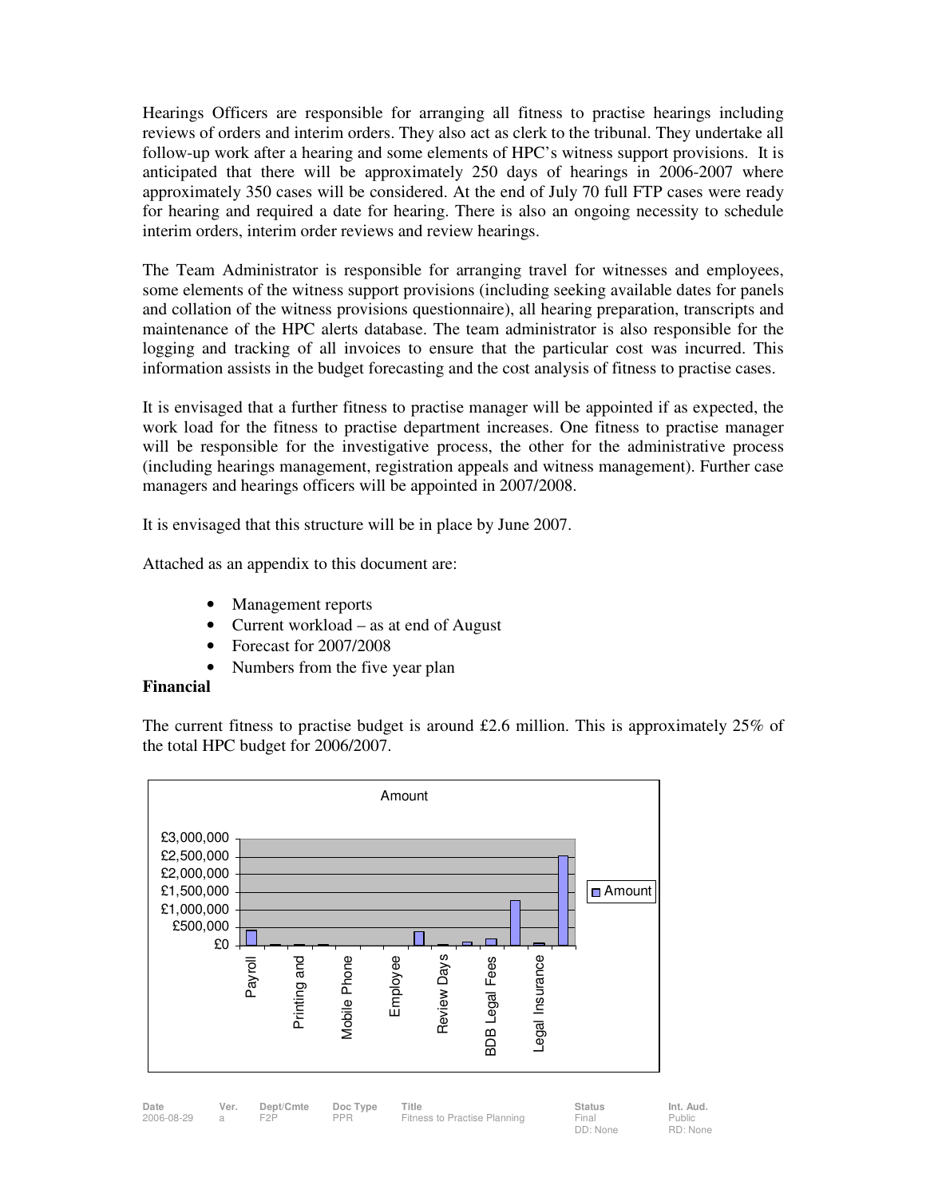Hearings Officers are responsible for arranging all fitness to practise hearings including reviews of orders and interim orders. They also act as clerk to the tribunal. They undertake all follow-up work after a hearing and some elements of HPC's witness support provisions. It is anticipated that there will be approximately 250 days of hearings in 2006-2007 where approximately 350 cases will be considered. At the end of July 70 full FTP cases were ready for hearing and required a date for hearing. There is also an ongoing necessity to schedule interim orders, interim order reviews and review hearings.

The Team Administrator is responsible for arranging travel for witnesses and employees, some elements of the witness support provisions (including seeking available dates for panels and collation of the witness provisions questionnaire), all hearing preparation, transcripts and maintenance of the HPC alerts database. The team administrator is also responsible for the logging and tracking of all invoices to ensure that the particular cost was incurred. This information assists in the budget forecasting and the cost analysis of fitness to practise cases.

It is envisaged that a further fitness to practise manager will be appointed if as expected, the work load for the fitness to practise department increases. One fitness to practise manager will be responsible for the investigative process, the other for the administrative process (including hearings management, registration appeals and witness management). Further case managers and hearings officers will be appointed in 2007/2008.

It is envisaged that this structure will be in place by June 2007.

Attached as an appendix to this document are:

- Management reports
- Current workload – as at end of August
- Forecast for 2007/2008
- Numbers from the five year plan

**Financial**

The current fitness to practise budget is around £2.6 million. This is approximately 25% of the total HPC budget for 2006/2007.

Amount

£3,000,000
£2,500,000
£2,000,000
£1,500,000
£1,000,000
£500,000
£0

Payroll
Printing and
Mobile Phone
Employee
Review Days
BDB Legal Fees
Legal Insurance

Amount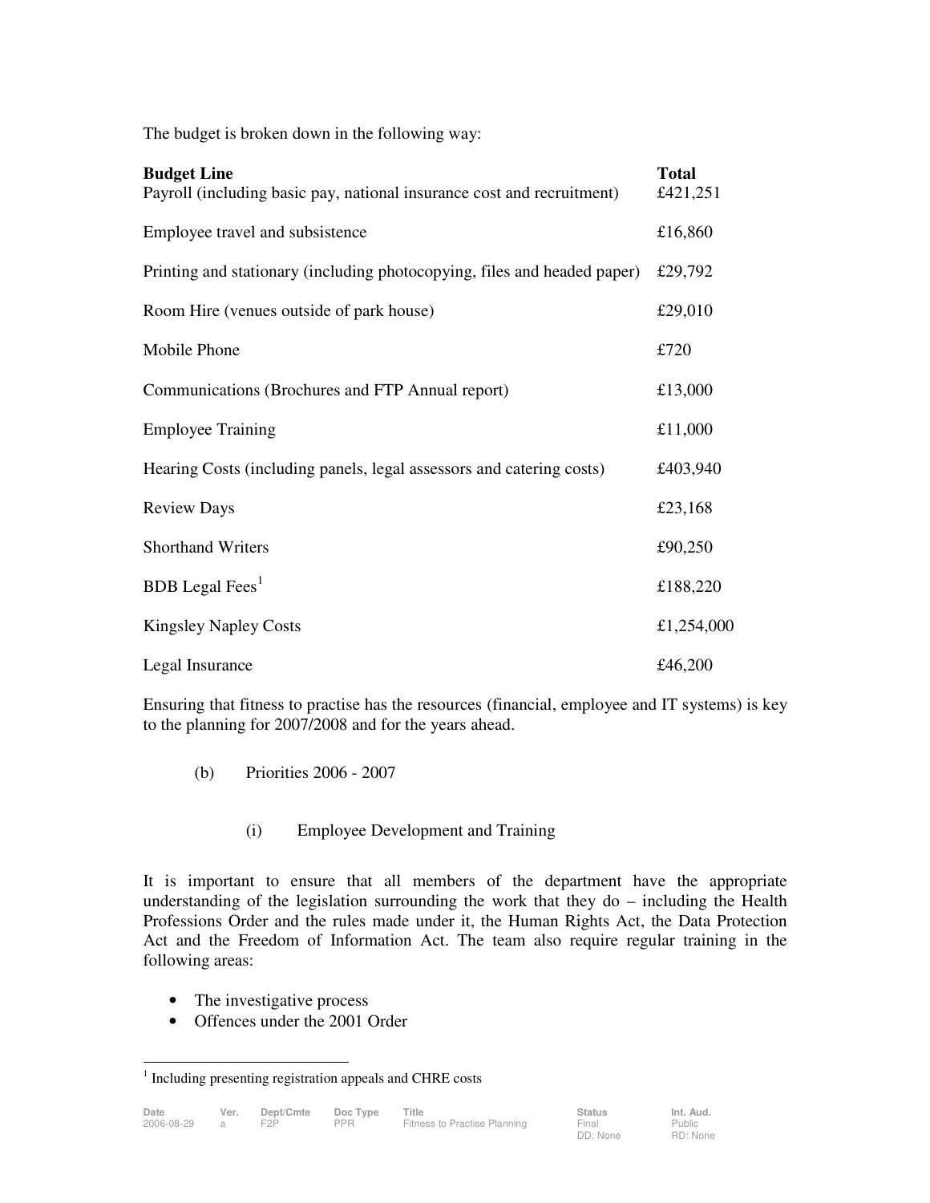The budget is broken down in the following way:

| **Budget Line** | **Total** |
| --- | --- |
| Payroll (including basic pay, national insurance cost and recruitment) | £421,251 |
| Employee travel and subsistence | £16,860 |
| Printing and stationary (including photocopying, files and headed paper) | £29,792 |
| Room Hire (venues outside of park house) | £29,010 |
| Mobile Phone | £720 |
| Communications (Brochures and FTP Annual report) | £13,000 |
| Employee Training | £11,000 |
| Hearing Costs (including panels, legal assessors and catering costs) | £403,940 |
| Review Days | £23,168 |
| Shorthand Writers | £90,250 |
| BDB Legal Fees[1] | £188,220 |
| Kingsley Napley Costs | £1,254,000 |
| Legal Insurance | £46,200 |

Ensuring that fitness to practise has the resources (financial, employee and IT systems) is key to the planning for 2007/2008 and for the years ahead.

(b) Priorities 2006 - 2007

(i) Employee Development and Training

It is important to ensure that all members of the department have the appropriate understanding of the legislation surrounding the work that they do – including the Health Professions Order and the rules made under it, the Human Rights Act, the Data Protection Act and the Freedom of Information Act. The team also require regular training in the following areas:

- The investigative process
- Offences under the 2001 Order

[1] Including presenting registration appeals and CHRE costs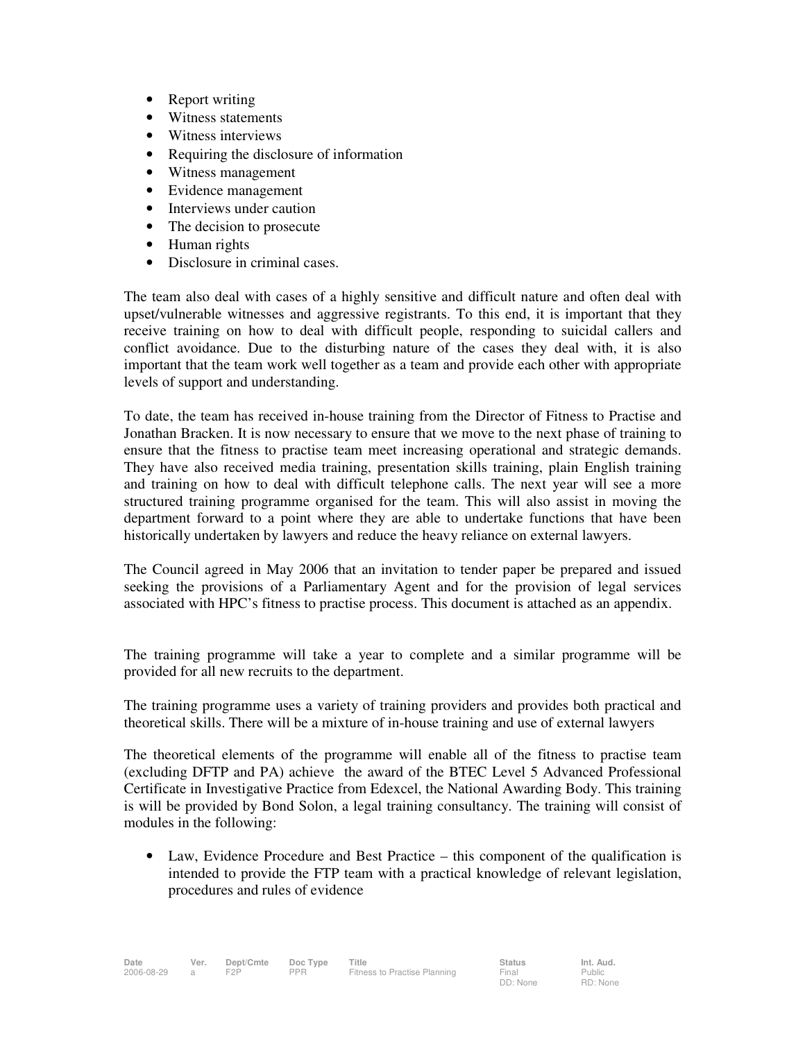- Report writing
- Witness statements
- Witness interviews
- Requiring the disclosure of information
- Witness management
- Evidence management
- Interviews under caution
- The decision to prosecute
- Human rights
- Disclosure in criminal cases.

The team also deal with cases of a highly sensitive and difficult nature and often deal with upset/vulnerable witnesses and aggressive registrants. To this end, it is important that they receive training on how to deal with difficult people, responding to suicidal callers and conflict avoidance. Due to the disturbing nature of the cases they deal with, it is also important that the team work well together as a team and provide each other with appropriate levels of support and understanding.

To date, the team has received in-house training from the Director of Fitness to Practise and Jonathan Bracken. It is now necessary to ensure that we move to the next phase of training to ensure that the fitness to practise team meet increasing operational and strategic demands. They have also received media training, presentation skills training, plain English training and training on how to deal with difficult telephone calls. The next year will see a more structured training programme organised for the team. This will also assist in moving the department forward to a point where they are able to undertake functions that have been historically undertaken by lawyers and reduce the heavy reliance on external lawyers.

The Council agreed in May 2006 that an invitation to tender paper be prepared and issued seeking the provisions of a Parliamentary Agent and for the provision of legal services associated with HPC's fitness to practise process. This document is attached as an appendix.

The training programme will take a year to complete and a similar programme will be provided for all new recruits to the department.

The training programme uses a variety of training providers and provides both practical and theoretical skills. There will be a mixture of in-house training and use of external lawyers

The theoretical elements of the programme will enable all of the fitness to practise team (excluding DFTP and PA) achieve the award of the BTEC Level 5 Advanced Professional Certificate in Investigative Practice from Edexcel, the National Awarding Body. This training is will be provided by Bond Solon, a legal training consultancy. The training will consist of modules in the following:

- Law, Evidence Procedure and Best Practice – this component of the qualification is intended to provide the FTP team with a practical knowledge of relevant legislation, procedures and rules of evidence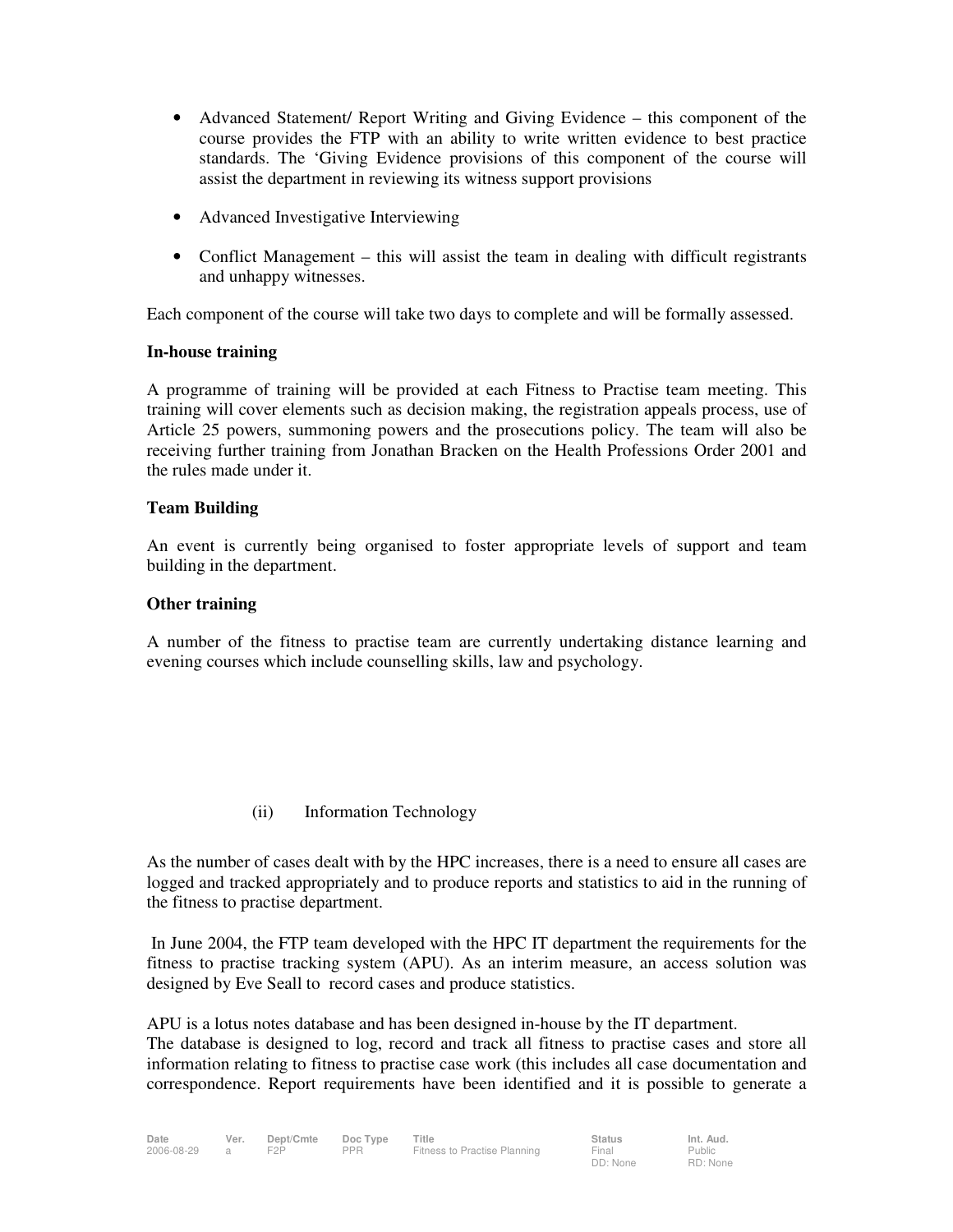- Advanced Statement/ Report Writing and Giving Evidence – this component of the course provides the FTP with an ability to write written evidence to best practice standards. The 'Giving Evidence provisions of this component of the course will assist the department in reviewing its witness support provisions

- Advanced Investigative Interviewing

- Conflict Management – this will assist the team in dealing with difficult registrants and unhappy witnesses.

Each component of the course will take two days to complete and will be formally assessed.

**In-house training**

A programme of training will be provided at each Fitness to Practise team meeting. This training will cover elements such as decision making, the registration appeals process, use of Article 25 powers, summoning powers and the prosecutions policy. The team will also be receiving further training from Jonathan Bracken on the Health Professions Order 2001 and the rules made under it.

**Team Building**

An event is currently being organised to foster appropriate levels of support and team building in the department.

**Other training**

A number of the fitness to practise team are currently undertaking distance learning and evening courses which include counselling skills, law and psychology.

(ii) Information Technology

As the number of cases dealt with by the HPC increases, there is a need to ensure all cases are logged and tracked appropriately and to produce reports and statistics to aid in the running of the fitness to practise department.

In June 2004, the FTP team developed with the HPC IT department the requirements for the fitness to practise tracking system (APU). As an interim measure, an access solution was designed by Eve Seall to record cases and produce statistics.

APU is a lotus notes database and has been designed in-house by the IT department. The database is designed to log, record and track all fitness to practise cases and store all information relating to fitness to practise case work (this includes all case documentation and correspondence. Report requirements have been identified and it is possible to generate a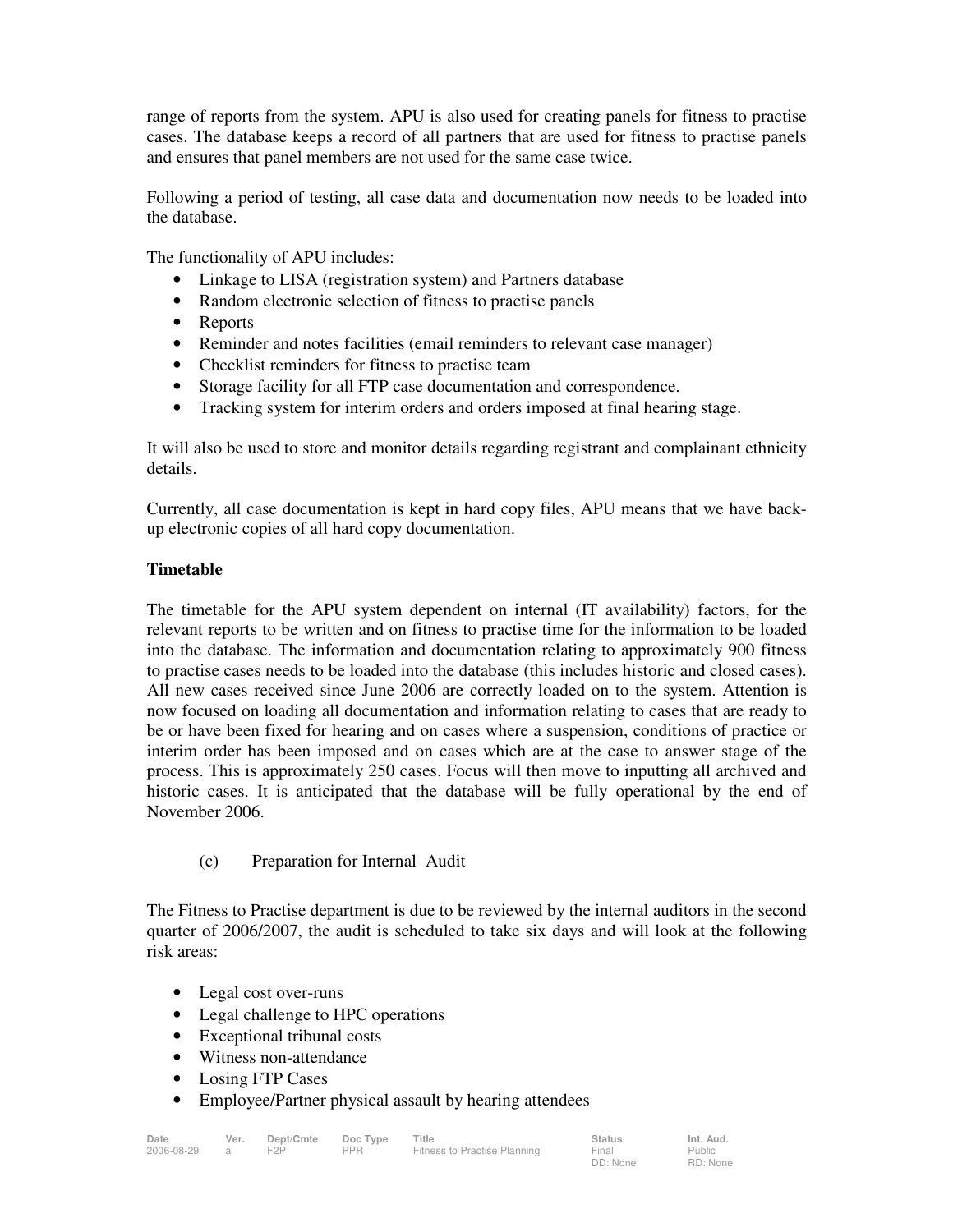range of reports from the system. APU is also used for creating panels for fitness to practise cases. The database keeps a record of all partners that are used for fitness to practise panels and ensures that panel members are not used for the same case twice.

Following a period of testing, all case data and documentation now needs to be loaded into the database.

The functionality of APU includes:

- Linkage to LISA (registration system) and Partners database
- Random electronic selection of fitness to practise panels
- Reports
- Reminder and notes facilities (email reminders to relevant case manager)
- Checklist reminders for fitness to practise team
- Storage facility for all FTP case documentation and correspondence.
- Tracking system for interim orders and orders imposed at final hearing stage.

It will also be used to store and monitor details regarding registrant and complainant ethnicity details.

Currently, all case documentation is kept in hard copy files, APU means that we have back-up electronic copies of all hard copy documentation.

**Timetable**

The timetable for the APU system dependent on internal (IT availability) factors, for the relevant reports to be written and on fitness to practise time for the information to be loaded into the database. The information and documentation relating to approximately 900 fitness to practise cases needs to be loaded into the database (this includes historic and closed cases). All new cases received since June 2006 are correctly loaded on to the system. Attention is now focused on loading all documentation and information relating to cases that are ready to be or have been fixed for hearing and on cases where a suspension, conditions of practice or interim order has been imposed and on cases which are at the case to answer stage of the process. This is approximately 250 cases. Focus will then move to inputting all archived and historic cases. It is anticipated that the database will be fully operational by the end of November 2006.

(c) Preparation for Internal Audit

The Fitness to Practise department is due to be reviewed by the internal auditors in the second quarter of 2006/2007, the audit is scheduled to take six days and will look at the following risk areas:

- Legal cost over-runs
- Legal challenge to HPC operations
- Exceptional tribunal costs
- Witness non-attendance
- Losing FTP Cases
- Employee/Partner physical assault by hearing attendees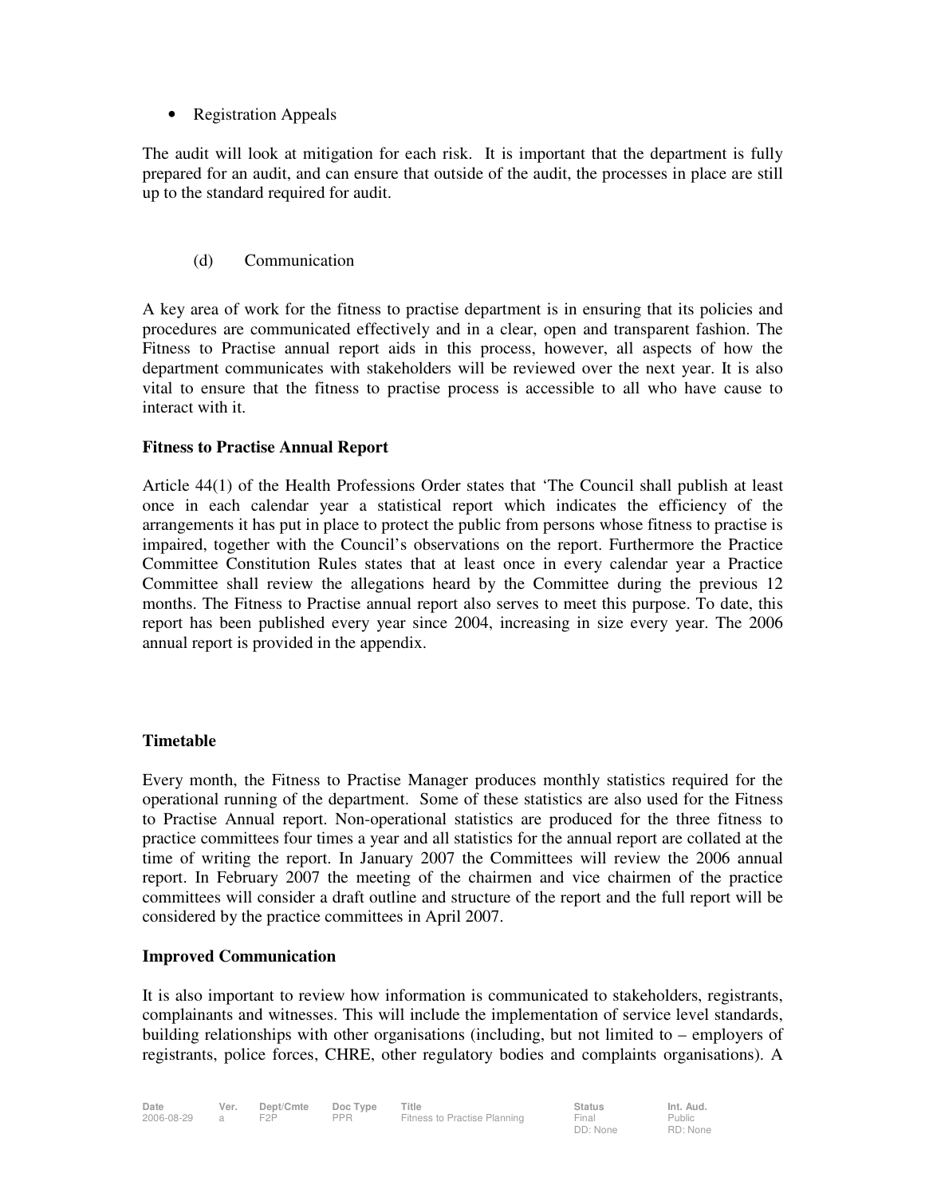- Registration Appeals

The audit will look at mitigation for each risk. It is important that the department is fully prepared for an audit, and can ensure that outside of the audit, the processes in place are still up to the standard required for audit.

(d) Communication

A key area of work for the fitness to practise department is in ensuring that its policies and procedures are communicated effectively and in a clear, open and transparent fashion. The Fitness to Practise annual report aids in this process, however, all aspects of how the department communicates with stakeholders will be reviewed over the next year. It is also vital to ensure that the fitness to practise process is accessible to all who have cause to interact with it.

**Fitness to Practise Annual Report**

Article 44(1) of the Health Professions Order states that 'The Council shall publish at least once in each calendar year a statistical report which indicates the efficiency of the arrangements it has put in place to protect the public from persons whose fitness to practise is impaired, together with the Council's observations on the report. Furthermore the Practice Committee Constitution Rules states that at least once in every calendar year a Practice Committee shall review the allegations heard by the Committee during the previous 12 months. The Fitness to Practise annual report also serves to meet this purpose. To date, this report has been published every year since 2004, increasing in size every year. The 2006 annual report is provided in the appendix.

**Timetable**

Every month, the Fitness to Practise Manager produces monthly statistics required for the operational running of the department. Some of these statistics are also used for the Fitness to Practise Annual report. Non-operational statistics are produced for the three fitness to practice committees four times a year and all statistics for the annual report are collated at the time of writing the report. In January 2007 the Committees will review the 2006 annual report. In February 2007 the meeting of the chairmen and vice chairmen of the practice committees will consider a draft outline and structure of the report and the full report will be considered by the practice committees in April 2007.

**Improved Communication**

It is also important to review how information is communicated to stakeholders, registrants, complainants and witnesses. This will include the implementation of service level standards, building relationships with other organisations (including, but not limited to – employers of registrants, police forces, CHRE, other regulatory bodies and complaints organisations). A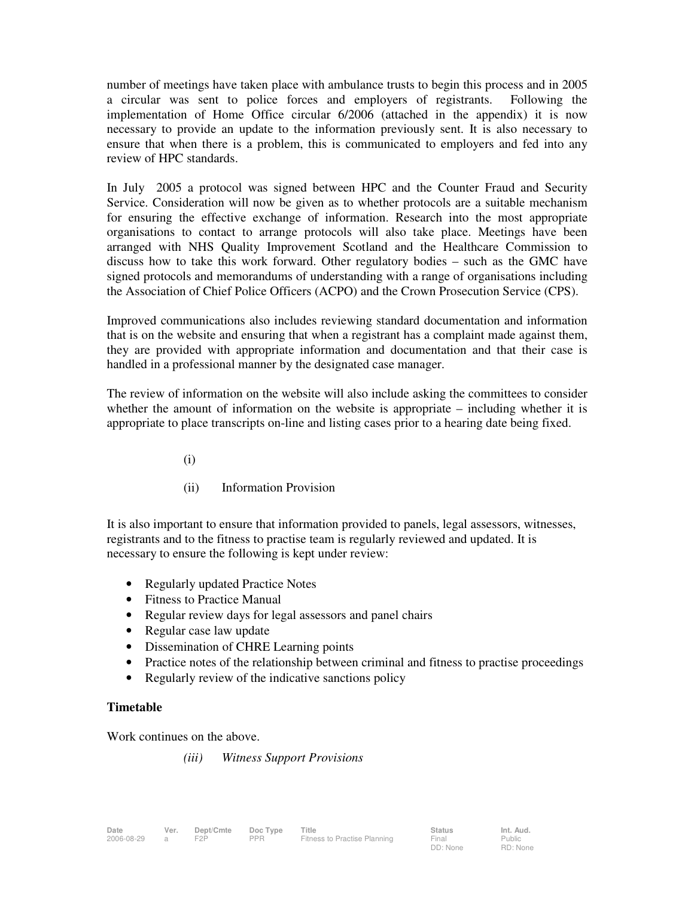number of meetings have taken place with ambulance trusts to begin this process and in 2005 a circular was sent to police forces and employers of registrants. Following the implementation of Home Office circular 6/2006 (attached in the appendix) it is now necessary to provide an update to the information previously sent. It is also necessary to ensure that when there is a problem, this is communicated to employers and fed into any review of HPC standards.

In July 2005 a protocol was signed between HPC and the Counter Fraud and Security Service. Consideration will now be given as to whether protocols are a suitable mechanism for ensuring the effective exchange of information. Research into the most appropriate organisations to contact to arrange protocols will also take place. Meetings have been arranged with NHS Quality Improvement Scotland and the Healthcare Commission to discuss how to take this work forward. Other regulatory bodies – such as the GMC have signed protocols and memorandums of understanding with a range of organisations including the Association of Chief Police Officers (ACPO) and the Crown Prosecution Service (CPS).

Improved communications also includes reviewing standard documentation and information that is on the website and ensuring that when a registrant has a complaint made against them, they are provided with appropriate information and documentation and that their case is handled in a professional manner by the designated case manager.

The review of information on the website will also include asking the committees to consider whether the amount of information on the website is appropriate – including whether it is appropriate to place transcripts on-line and listing cases prior to a hearing date being fixed.

(i)

(ii) Information Provision

It is also important to ensure that information provided to panels, legal assessors, witnesses, registrants and to the fitness to practise team is regularly reviewed and updated. It is necessary to ensure the following is kept under review:

- Regularly updated Practice Notes
- Fitness to Practice Manual
- Regular review days for legal assessors and panel chairs
- Regular case law update
- Dissemination of CHRE Learning points
- Practice notes of the relationship between criminal and fitness to practise proceedings
- Regularly review of the indicative sanctions policy

**Timetable**

Work continues on the above.

*(iii) Witness Support Provisions*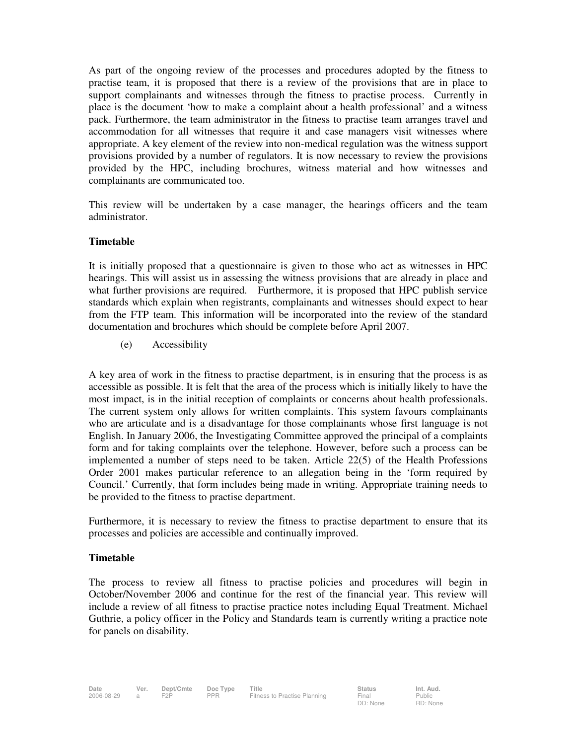As part of the ongoing review of the processes and procedures adopted by the fitness to practise team, it is proposed that there is a review of the provisions that are in place to support complainants and witnesses through the fitness to practise process. Currently in place is the document 'how to make a complaint about a health professional' and a witness pack. Furthermore, the team administrator in the fitness to practise team arranges travel and accommodation for all witnesses that require it and case managers visit witnesses where appropriate. A key element of the review into non-medical regulation was the witness support provisions provided by a number of regulators. It is now necessary to review the provisions provided by the HPC, including brochures, witness material and how witnesses and complainants are communicated too.

This review will be undertaken by a case manager, the hearings officers and the team administrator.

**Timetable**

It is initially proposed that a questionnaire is given to those who act as witnesses in HPC hearings. This will assist us in assessing the witness provisions that are already in place and what further provisions are required. Furthermore, it is proposed that HPC publish service standards which explain when registrants, complainants and witnesses should expect to hear from the FTP team. This information will be incorporated into the review of the standard documentation and brochures which should be complete before April 2007.

(e) Accessibility

A key area of work in the fitness to practise department, is in ensuring that the process is as accessible as possible. It is felt that the area of the process which is initially likely to have the most impact, is in the initial reception of complaints or concerns about health professionals. The current system only allows for written complaints. This system favours complainants who are articulate and is a disadvantage for those complainants whose first language is not English. In January 2006, the Investigating Committee approved the principal of a complaints form and for taking complaints over the telephone. However, before such a process can be implemented a number of steps need to be taken. Article 22(5) of the Health Professions Order 2001 makes particular reference to an allegation being in the 'form required by Council.' Currently, that form includes being made in writing. Appropriate training needs to be provided to the fitness to practise department.

Furthermore, it is necessary to review the fitness to practise department to ensure that its processes and policies are accessible and continually improved.

**Timetable**

The process to review all fitness to practise policies and procedures will begin in October/November 2006 and continue for the rest of the financial year. This review will include a review of all fitness to practise practice notes including Equal Treatment. Michael Guthrie, a policy officer in the Policy and Standards team is currently writing a practice note for panels on disability.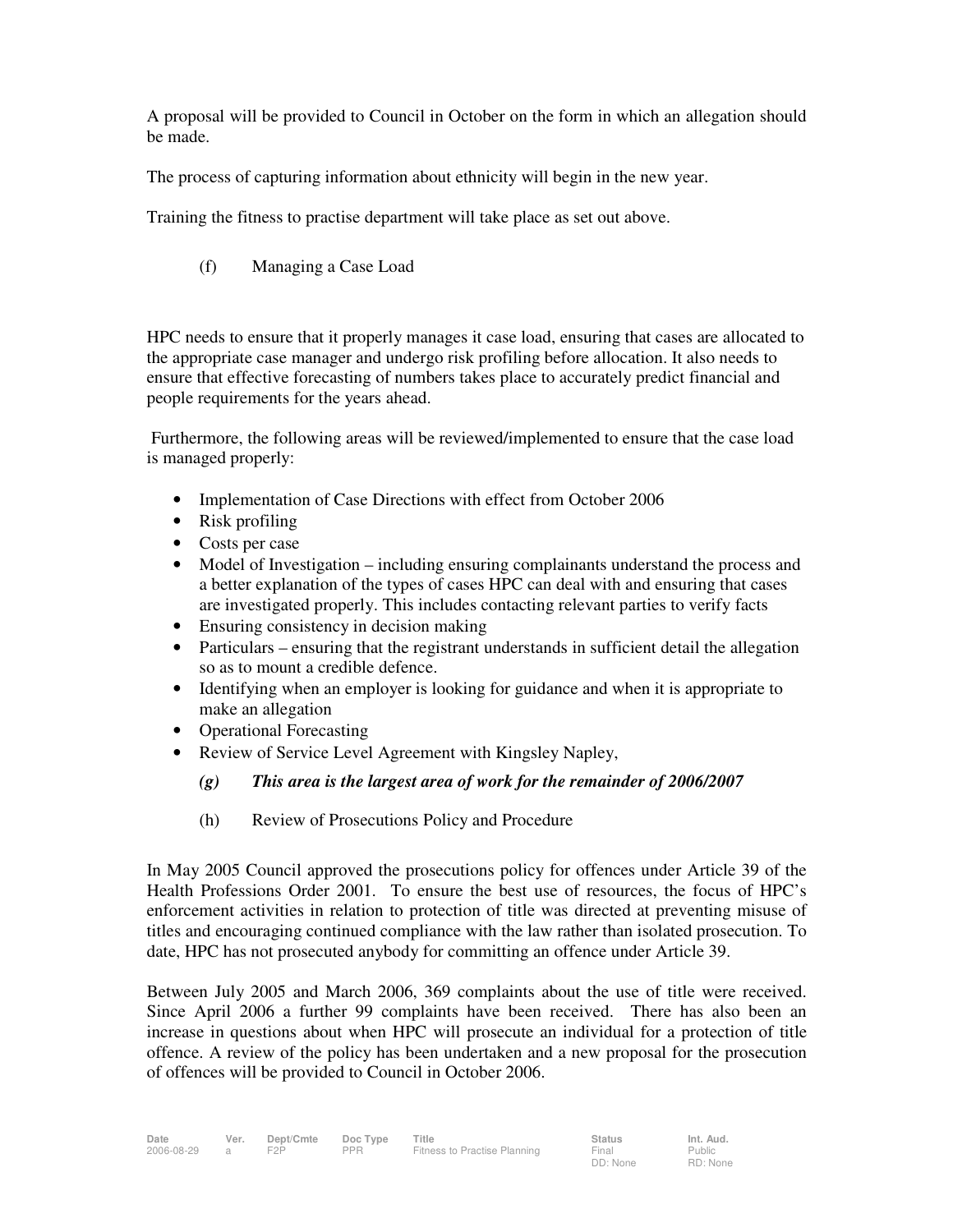A proposal will be provided to Council in October on the form in which an allegation should be made.

The process of capturing information about ethnicity will begin in the new year.

Training the fitness to practise department will take place as set out above.

(f) Managing a Case Load

HPC needs to ensure that it properly manages it case load, ensuring that cases are allocated to the appropriate case manager and undergo risk profiling before allocation. It also needs to ensure that effective forecasting of numbers takes place to accurately predict financial and people requirements for the years ahead.

Furthermore, the following areas will be reviewed/implemented to ensure that the case load is managed properly:

- Implementation of Case Directions with effect from October 2006
- Risk profiling
- Costs per case
- Model of Investigation – including ensuring complainants understand the process and a better explanation of the types of cases HPC can deal with and ensuring that cases are investigated properly. This includes contacting relevant parties to verify facts
- Ensuring consistency in decision making
- Particulars – ensuring that the registrant understands in sufficient detail the allegation so as to mount a credible defence.
- Identifying when an employer is looking for guidance and when it is appropriate to make an allegation
- Operational Forecasting
- Review of Service Level Agreement with Kingsley Napley,

***(g) This area is the largest area of work for the remainder of 2006/2007***

(h) Review of Prosecutions Policy and Procedure

In May 2005 Council approved the prosecutions policy for offences under Article 39 of the Health Professions Order 2001. To ensure the best use of resources, the focus of HPC's enforcement activities in relation to protection of title was directed at preventing misuse of titles and encouraging continued compliance with the law rather than isolated prosecution. To date, HPC has not prosecuted anybody for committing an offence under Article 39.

Between July 2005 and March 2006, 369 complaints about the use of title were received. Since April 2006 a further 99 complaints have been received. There has also been an increase in questions about when HPC will prosecute an individual for a protection of title offence. A review of the policy has been undertaken and a new proposal for the prosecution of offences will be provided to Council in October 2006.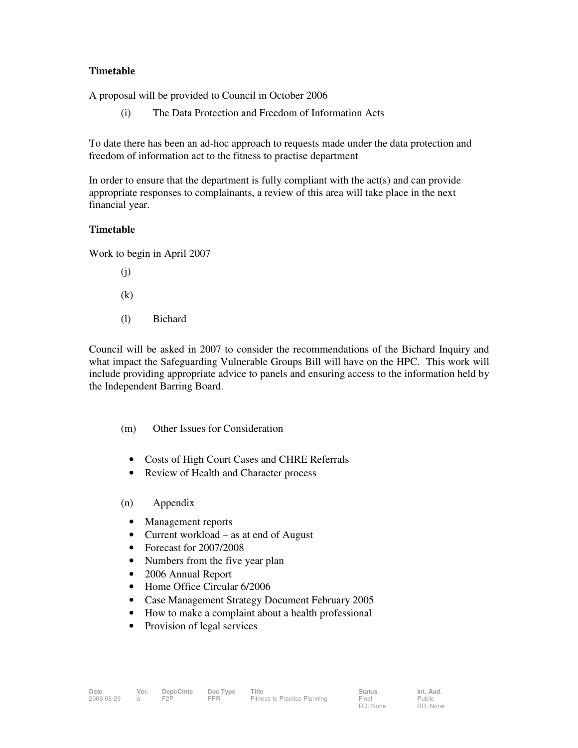**Timetable**

A proposal will be provided to Council in October 2006

(i) The Data Protection and Freedom of Information Acts

To date there has been an ad-hoc approach to requests made under the data protection and freedom of information act to the fitness to practise department

In order to ensure that the department is fully compliant with the act(s) and can provide appropriate responses to complainants, a review of this area will take place in the next financial year.

**Timetable**

Work to begin in April 2007

(j)

(k)

(l) Bichard

Council will be asked in 2007 to consider the recommendations of the Bichard Inquiry and what impact the Safeguarding Vulnerable Groups Bill will have on the HPC. This work will include providing appropriate advice to panels and ensuring access to the information held by the Independent Barring Board.

(m) Other Issues for Consideration

- Costs of High Court Cases and CHRE Referrals
- Review of Health and Character process

(n) Appendix

- Management reports
- Current workload – as at end of August
- Forecast for 2007/2008
- Numbers from the five year plan
- 2006 Annual Report
- Home Office Circular 6/2006
- Case Management Strategy Document February 2005
- How to make a complaint about a health professional
- Provision of legal services